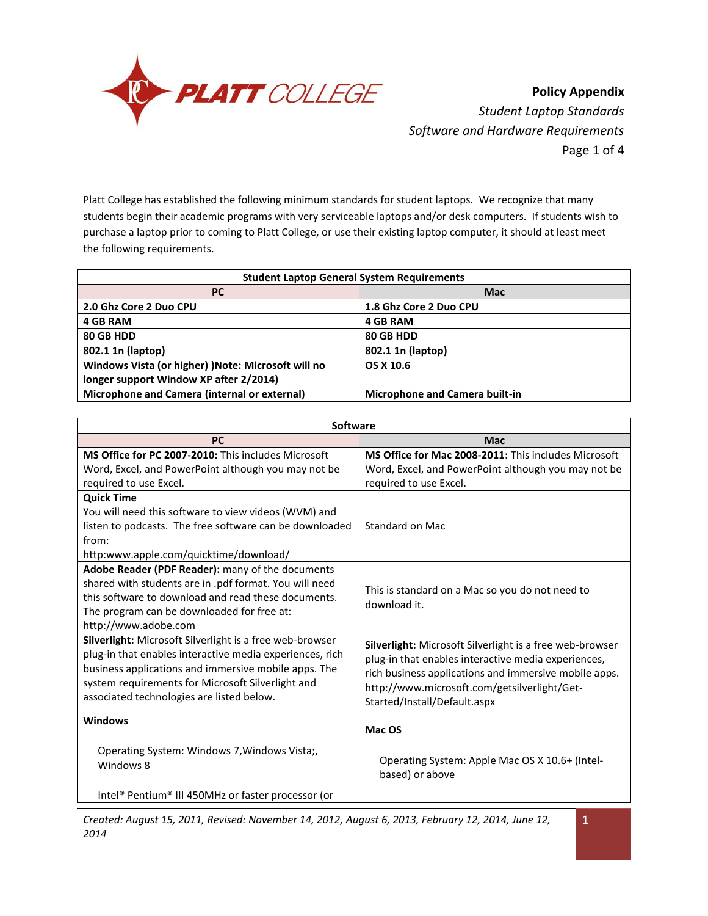# Policy Appendix

*Student Laptop Standards*

*Software and Hardware Requirements*

Platt College has established the following minimum standards for student laptops. We recognize that many students begin their academic programs with very serviceable laptops and/or desk computers. If students wish to purchase a laptop prior to coming to Platt College, or use their existing laptop computer, it should at least meet the following requirements.

| Student Laptop General System Requirements | |
|---|---|
| **PC** | **Mac** |
| **2.0 Ghz Core 2 Duo CPU** | **1.8 Ghz Core 2 Duo CPU** |
| **4 GB RAM** | **4 GB RAM** |
| **80 GB HDD** | **80 GB HDD** |
| **802.1 1n (laptop)** | **802.1 1n (laptop)** |
| **Windows Vista (or higher) )Note: Microsoft will no longer support Window XP after 2/2014)** | **OS X 10.6** |
| **Microphone and Camera (internal or external)** | **Microphone and Camera built-in** |

| Software | |
|---|---|
| **PC** | **Mac** |
| **MS Office for PC 2007-2010:** This includes Microsoft Word, Excel, and PowerPoint although you may not be required to use Excel. | **MS Office for Mac 2008-2011:** This includes Microsoft Word, Excel, and PowerPoint although you may not be required to use Excel. |
| **Quick Time** You will need this software to view videos (WVM) and listen to podcasts. The free software can be downloaded from: http:www.apple.com/quicktime/download/ | Standard on Mac |
| **Adobe Reader (PDF Reader):** many of the documents shared with students are in .pdf format. You will need this software to download and read these documents. The program can be downloaded for free at: http://www.adobe.com | This is standard on a Mac so you do not need to download it. |
| **Silverlight:** Microsoft Silverlight is a free web-browser plug-in that enables interactive media experiences, rich business applications and immersive mobile apps. The system requirements for Microsoft Silverlight and associated technologies are listed below.<br><br>**Windows**<br><br>Operating System: Windows 7,Windows Vista;, Windows 8<br><br>Intel® Pentium® III 450MHz or faster processor (or | **Silverlight:** Microsoft Silverlight is a free web-browser plug-in that enables interactive media experiences, rich business applications and immersive mobile apps. http://www.microsoft.com/getsilverlight/Get-Started/Install/Default.aspx<br><br>**Mac OS**<br><br>Operating System: Apple Mac OS X 10.6+ (Intel-based) or above |

*Created: August 15, 2011, Revised: November 14, 2012, August 6, 2013, February 12, 2014, June 12, 2014*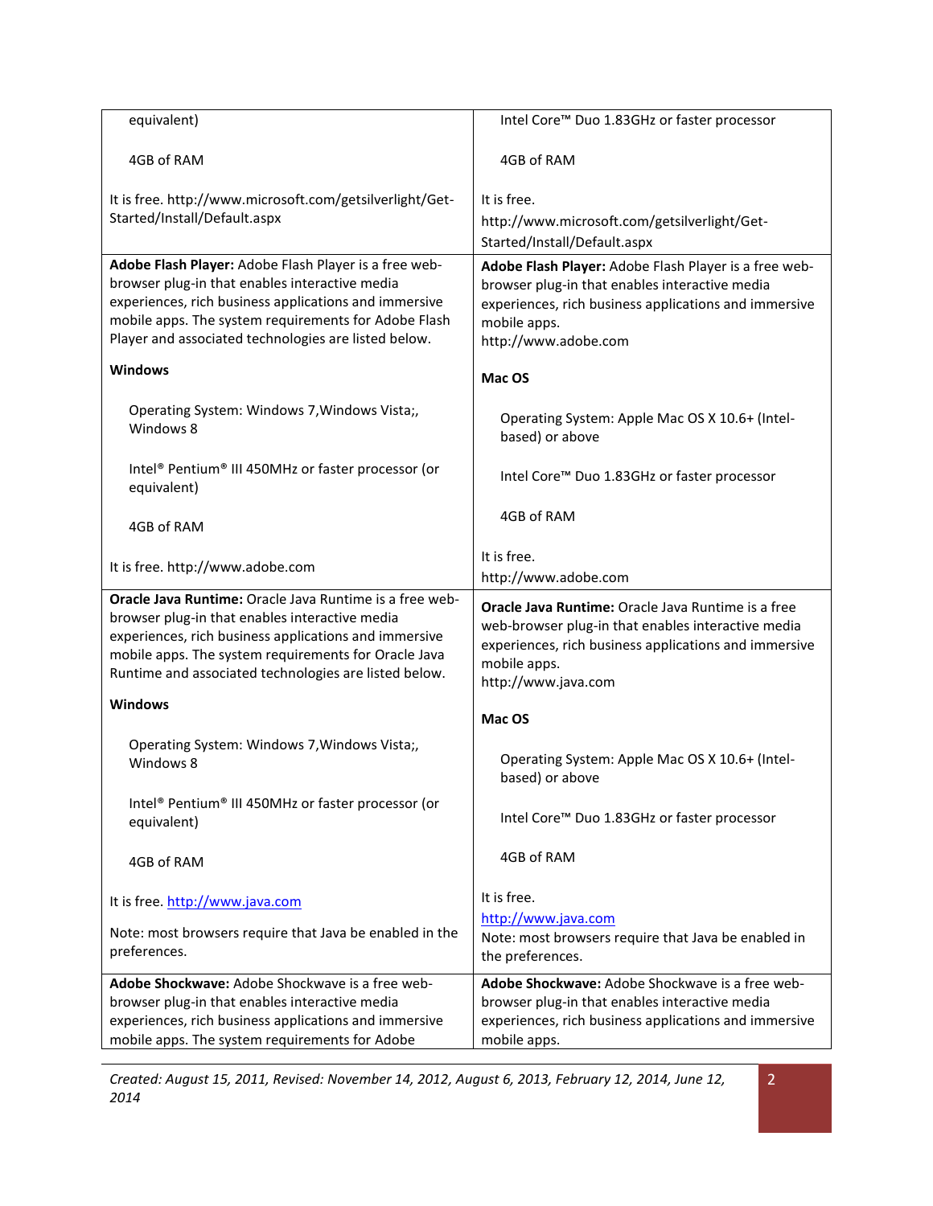| | |
|---|---|
| equivalent)<br><br>4GB of RAM<br><br>It is free. http://www.microsoft.com/getsilverlight/Get-Started/Install/Default.aspx | Intel Core™ Duo 1.83GHz or faster processor<br><br>4GB of RAM<br><br>It is free.<br>http://www.microsoft.com/getsilverlight/Get-Started/Install/Default.aspx |
| **Adobe Flash Player:** Adobe Flash Player is a free web-browser plug-in that enables interactive media experiences, rich business applications and immersive mobile apps. The system requirements for Adobe Flash Player and associated technologies are listed below.<br><br>**Windows**<br><br>Operating System: Windows 7,Windows Vista;, Windows 8<br><br>Intel® Pentium® III 450MHz or faster processor (or equivalent)<br><br>4GB of RAM<br><br>It is free. http://www.adobe.com | **Adobe Flash Player:** Adobe Flash Player is a free web-browser plug-in that enables interactive media experiences, rich business applications and immersive mobile apps.<br>http://www.adobe.com<br><br>**Mac OS**<br><br>Operating System: Apple Mac OS X 10.6+ (Intel-based) or above<br><br>Intel Core™ Duo 1.83GHz or faster processor<br><br>4GB of RAM<br><br>It is free.<br>http://www.adobe.com |
| **Oracle Java Runtime:** Oracle Java Runtime is a free web-browser plug-in that enables interactive media experiences, rich business applications and immersive mobile apps. The system requirements for Oracle Java Runtime and associated technologies are listed below.<br><br>**Windows**<br><br>Operating System: Windows 7,Windows Vista;, Windows 8<br><br>Intel® Pentium® III 450MHz or faster processor (or equivalent)<br><br>4GB of RAM<br><br>It is free. http://www.java.com<br><br>Note: most browsers require that Java be enabled in the preferences. | **Oracle Java Runtime:** Oracle Java Runtime is a free web-browser plug-in that enables interactive media experiences, rich business applications and immersive mobile apps.<br>http://www.java.com<br><br>**Mac OS**<br><br>Operating System: Apple Mac OS X 10.6+ (Intel-based) or above<br><br>Intel Core™ Duo 1.83GHz or faster processor<br><br>4GB of RAM<br><br>It is free.<br>http://www.java.com<br>Note: most browsers require that Java be enabled in the preferences. |
| **Adobe Shockwave:** Adobe Shockwave is a free web-browser plug-in that enables interactive media experiences, rich business applications and immersive mobile apps. The system requirements for Adobe | **Adobe Shockwave:** Adobe Shockwave is a free web-browser plug-in that enables interactive media experiences, rich business applications and immersive mobile apps. |

*Created: August 15, 2011, Revised: November 14, 2012, August 6, 2013, February 12, 2014, June 12, 2014*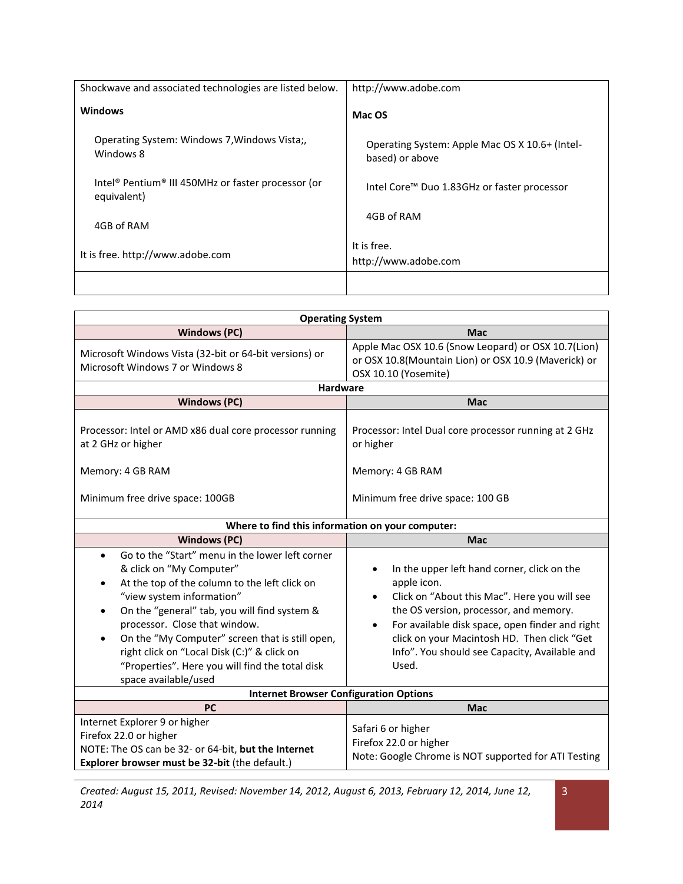| Shockwave and associated technologies are listed below.<br><br>**Windows**<br><br>Operating System: Windows 7,Windows Vista;, Windows 8<br><br>Intel® Pentium® III 450MHz or faster processor (or equivalent)<br><br>4GB of RAM<br><br>It is free. http://www.adobe.com | http://www.adobe.com<br><br>**Mac OS**<br><br>Operating System: Apple Mac OS X 10.6+ (Intel-based) or above<br><br>Intel Core™ Duo 1.83GHz or faster processor<br><br>4GB of RAM<br><br>It is free.<br>http://www.adobe.com |
|---|---|
| | |

| **Operating System** | |
|---|---|
| **Windows (PC)** | **Mac** |
| Microsoft Windows Vista (32-bit or 64-bit versions) or Microsoft Windows 7 or Windows 8 | Apple Mac OSX 10.6 (Snow Leopard) or OSX 10.7(Lion) or OSX 10.8(Mountain Lion) or OSX 10.9 (Maverick) or OSX 10.10 (Yosemite) |
| **Hardware** | |
| **Windows (PC)** | **Mac** |
| Processor: Intel or AMD x86 dual core processor running at 2 GHz or higher<br><br>Memory: 4 GB RAM<br><br>Minimum free drive space: 100GB | Processor: Intel Dual core processor running at 2 GHz or higher<br><br>Memory: 4 GB RAM<br><br>Minimum free drive space: 100 GB |
| **Where to find this information on your computer:** | |
| **Windows (PC)** | **Mac** |
| • Go to the "Start" menu in the lower left corner & click on "My Computer"<br>• At the top of the column to the left click on "view system information"<br>• On the "general" tab, you will find system & processor. Close that window.<br>• On the "My Computer" screen that is still open, right click on "Local Disk (C:)" & click on "Properties". Here you will find the total disk space available/used | • In the upper left hand corner, click on the apple icon.<br>• Click on "About this Mac". Here you will see the OS version, processor, and memory.<br>• For available disk space, open finder and right click on your Macintosh HD. Then click "Get Info". You should see Capacity, Available and Used. |
| **Internet Browser Configuration Options** | |
| **PC** | **Mac** |
| Internet Explorer 9 or higher<br>Firefox 22.0 or higher<br>NOTE: The OS can be 32- or 64-bit, **but the Internet Explorer browser must be 32-bit** (the default.) | Safari 6 or higher<br>Firefox 22.0 or higher<br>Note: Google Chrome is NOT supported for ATI Testing |

*Created: August 15, 2011, Revised: November 14, 2012, August 6, 2013, February 12, 2014, June 12, 2014*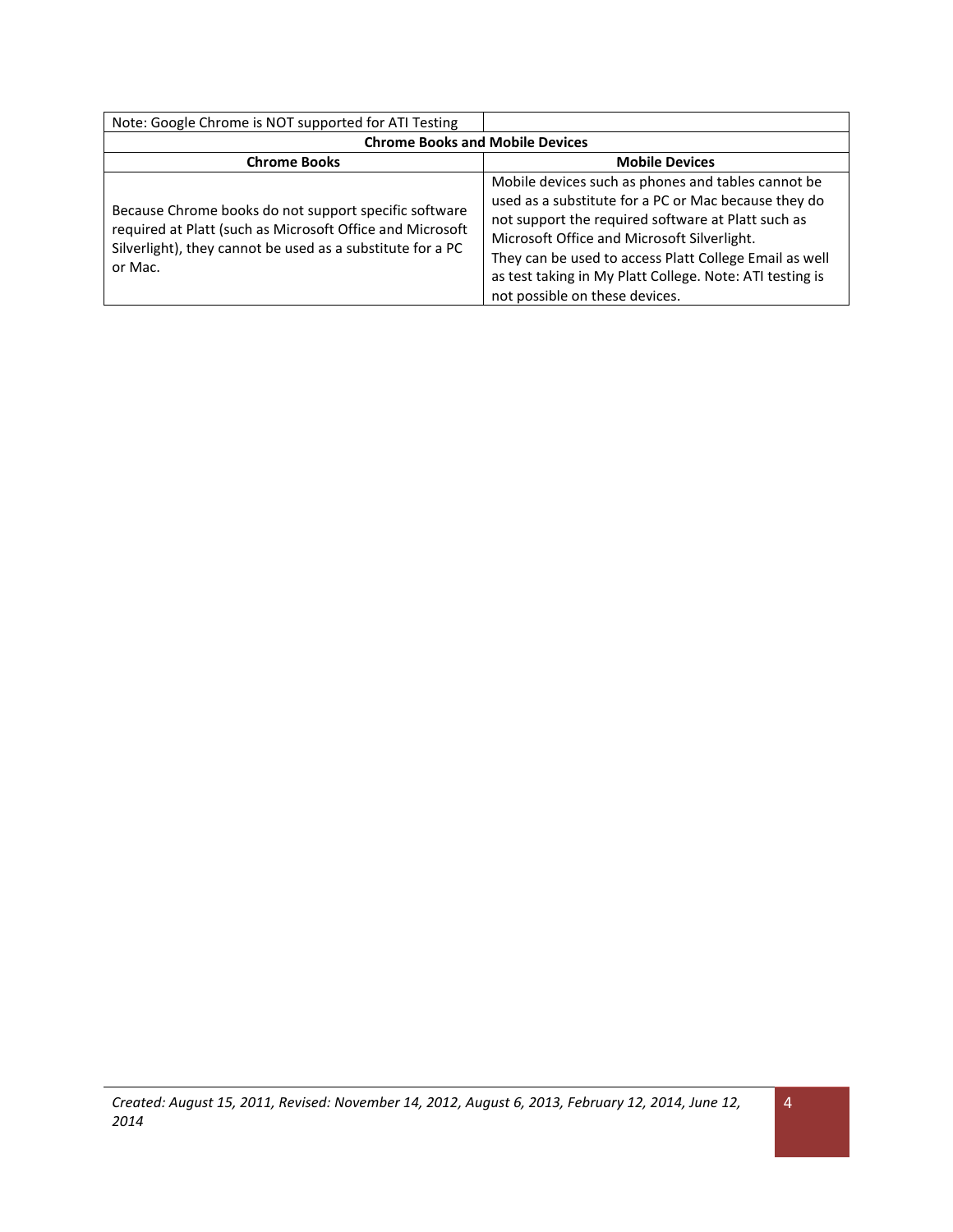| Note: Google Chrome is NOT supported for ATI Testing | |
|---|---|
| **Chrome Books and Mobile Devices** | |
| **Chrome Books** | **Mobile Devices** |
| Because Chrome books do not support specific software required at Platt (such as Microsoft Office and Microsoft Silverlight), they cannot be used as a substitute for a PC or Mac. | Mobile devices such as phones and tables cannot be used as a substitute for a PC or Mac because they do not support the required software at Platt such as Microsoft Office and Microsoft Silverlight. They can be used to access Platt College Email as well as test taking in My Platt College. Note: ATI testing is not possible on these devices. |